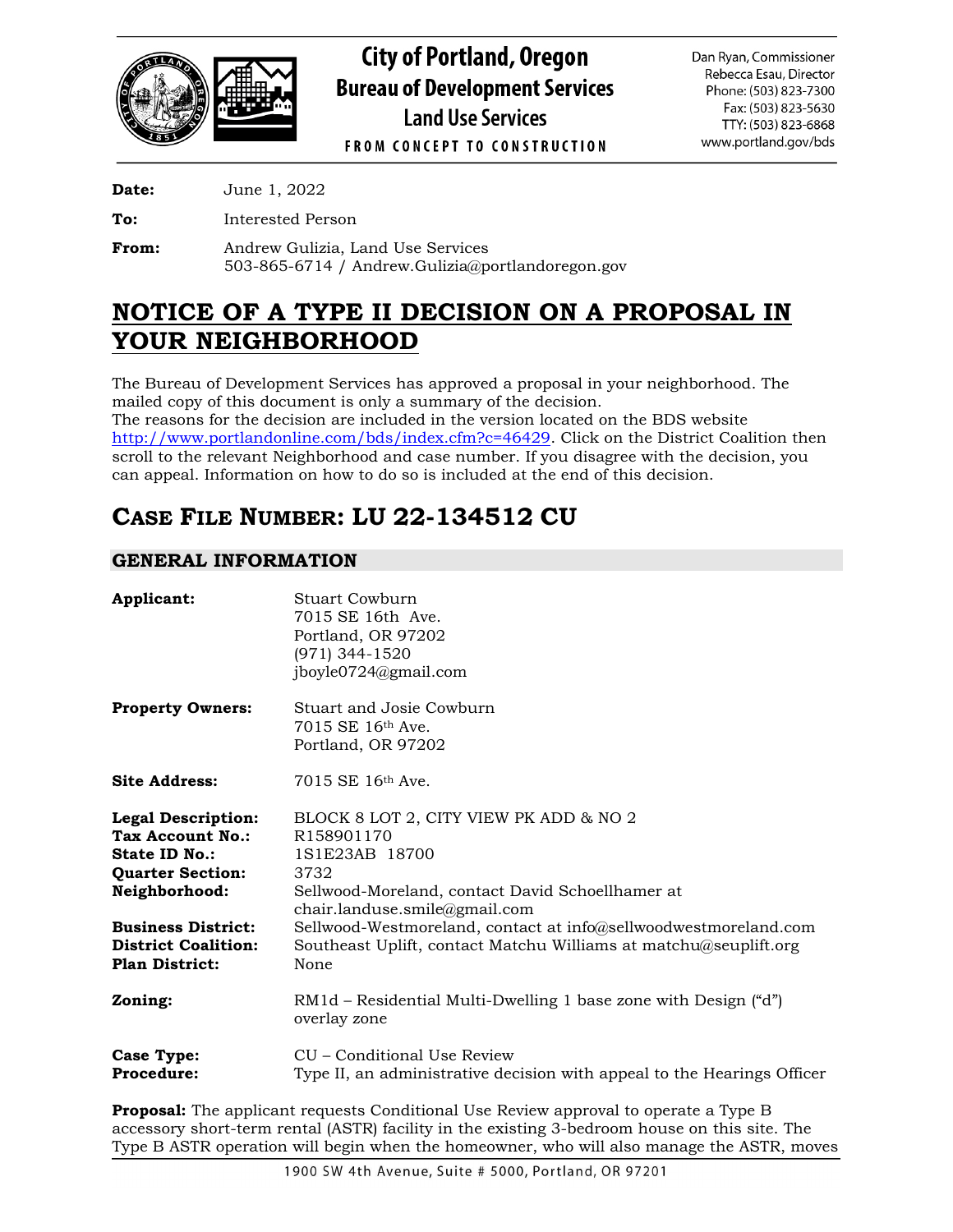City of Portland, Oregon
Bureau of Development Services
Land Use Services
FROM CONCEPT TO CONSTRUCTION

Dan Ryan, Commissioner
Rebecca Esau, Director
Phone: (503) 823-7300
Fax: (503) 823-5630
TTY: (503) 823-6868
www.portland.gov/bds

**Date:** June 1, 2022

**To:** Interested Person

**From:** Andrew Gulizia, Land Use Services
503-865-6714 / Andrew.Gulizia@portlandoregon.gov

# NOTICE OF A TYPE II DECISION ON A PROPOSAL IN YOUR NEIGHBORHOOD

The Bureau of Development Services has approved a proposal in your neighborhood. The mailed copy of this document is only a summary of the decision.
The reasons for the decision are included in the version located on the BDS website http://www.portlandonline.com/bds/index.cfm?c=46429. Click on the District Coalition then scroll to the relevant Neighborhood and case number. If you disagree with the decision, you can appeal. Information on how to do so is included at the end of this decision.

## CASE FILE NUMBER: LU 22-134512 CU

### GENERAL INFORMATION

**Applicant:** Stuart Cowburn
7015 SE 16th Ave.
Portland, OR 97202
(971) 344-1520
jboyle0724@gmail.com

**Property Owners:** Stuart and Josie Cowburn
7015 SE 16th Ave.
Portland, OR 97202

**Site Address:** 7015 SE 16th Ave.

**Legal Description:** BLOCK 8 LOT 2, CITY VIEW PK ADD & NO 2
**Tax Account No.:** R158901170
**State ID No.:** 1S1E23AB 18700
**Quarter Section:** 3732
**Neighborhood:** Sellwood-Moreland, contact David Schoellhamer at chair.landuse.smile@gmail.com
**Business District:** Sellwood-Westmoreland, contact at info@sellwoodwestmoreland.com
**District Coalition:** Southeast Uplift, contact Matchu Williams at matchu@seuplift.org
**Plan District:** None

**Zoning:** RM1d – Residential Multi-Dwelling 1 base zone with Design ("d") overlay zone

**Case Type:** CU – Conditional Use Review
**Procedure:** Type II, an administrative decision with appeal to the Hearings Officer

**Proposal:** The applicant requests Conditional Use Review approval to operate a Type B accessory short-term rental (ASTR) facility in the existing 3-bedroom house on this site. The Type B ASTR operation will begin when the homeowner, who will also manage the ASTR, moves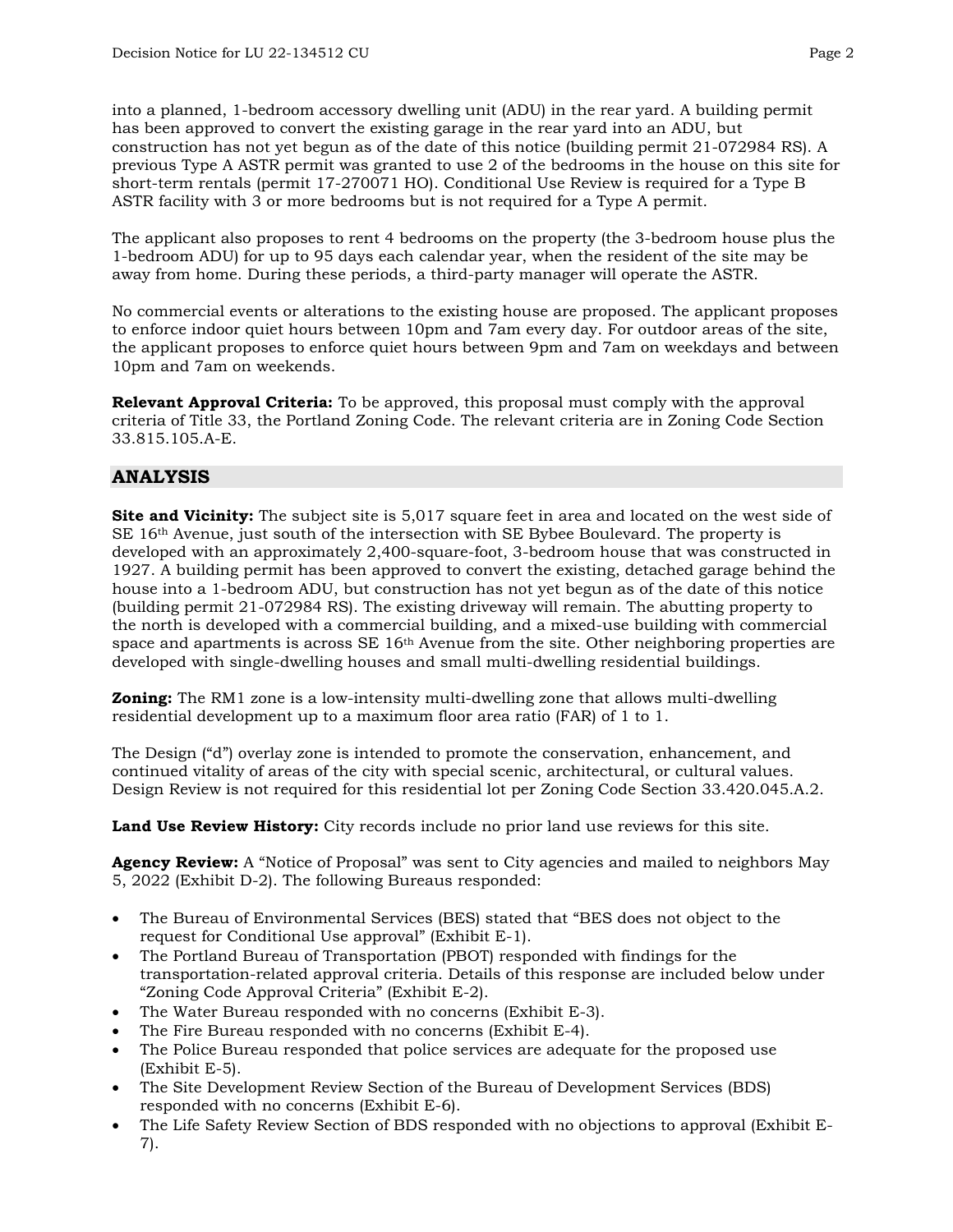into a planned, 1-bedroom accessory dwelling unit (ADU) in the rear yard. A building permit has been approved to convert the existing garage in the rear yard into an ADU, but construction has not yet begun as of the date of this notice (building permit 21-072984 RS). A previous Type A ASTR permit was granted to use 2 of the bedrooms in the house on this site for short-term rentals (permit 17-270071 HO). Conditional Use Review is required for a Type B ASTR facility with 3 or more bedrooms but is not required for a Type A permit.

The applicant also proposes to rent 4 bedrooms on the property (the 3-bedroom house plus the 1-bedroom ADU) for up to 95 days each calendar year, when the resident of the site may be away from home. During these periods, a third-party manager will operate the ASTR.

No commercial events or alterations to the existing house are proposed. The applicant proposes to enforce indoor quiet hours between 10pm and 7am every day. For outdoor areas of the site, the applicant proposes to enforce quiet hours between 9pm and 7am on weekdays and between 10pm and 7am on weekends.

**Relevant Approval Criteria:** To be approved, this proposal must comply with the approval criteria of Title 33, the Portland Zoning Code. The relevant criteria are in Zoning Code Section 33.815.105.A-E.

## ANALYSIS

**Site and Vicinity:** The subject site is 5,017 square feet in area and located on the west side of SE 16th Avenue, just south of the intersection with SE Bybee Boulevard. The property is developed with an approximately 2,400-square-foot, 3-bedroom house that was constructed in 1927. A building permit has been approved to convert the existing, detached garage behind the house into a 1-bedroom ADU, but construction has not yet begun as of the date of this notice (building permit 21-072984 RS). The existing driveway will remain. The abutting property to the north is developed with a commercial building, and a mixed-use building with commercial space and apartments is across SE 16th Avenue from the site. Other neighboring properties are developed with single-dwelling houses and small multi-dwelling residential buildings.

**Zoning:** The RM1 zone is a low-intensity multi-dwelling zone that allows multi-dwelling residential development up to a maximum floor area ratio (FAR) of 1 to 1.

The Design ("d") overlay zone is intended to promote the conservation, enhancement, and continued vitality of areas of the city with special scenic, architectural, or cultural values. Design Review is not required for this residential lot per Zoning Code Section 33.420.045.A.2.

**Land Use Review History:** City records include no prior land use reviews for this site.

**Agency Review:** A "Notice of Proposal" was sent to City agencies and mailed to neighbors May 5, 2022 (Exhibit D-2). The following Bureaus responded:

- The Bureau of Environmental Services (BES) stated that "BES does not object to the request for Conditional Use approval" (Exhibit E-1).
- The Portland Bureau of Transportation (PBOT) responded with findings for the transportation-related approval criteria. Details of this response are included below under "Zoning Code Approval Criteria" (Exhibit E-2).
- The Water Bureau responded with no concerns (Exhibit E-3).
- The Fire Bureau responded with no concerns (Exhibit E-4).
- The Police Bureau responded that police services are adequate for the proposed use (Exhibit E-5).
- The Site Development Review Section of the Bureau of Development Services (BDS) responded with no concerns (Exhibit E-6).
- The Life Safety Review Section of BDS responded with no objections to approval (Exhibit E-7).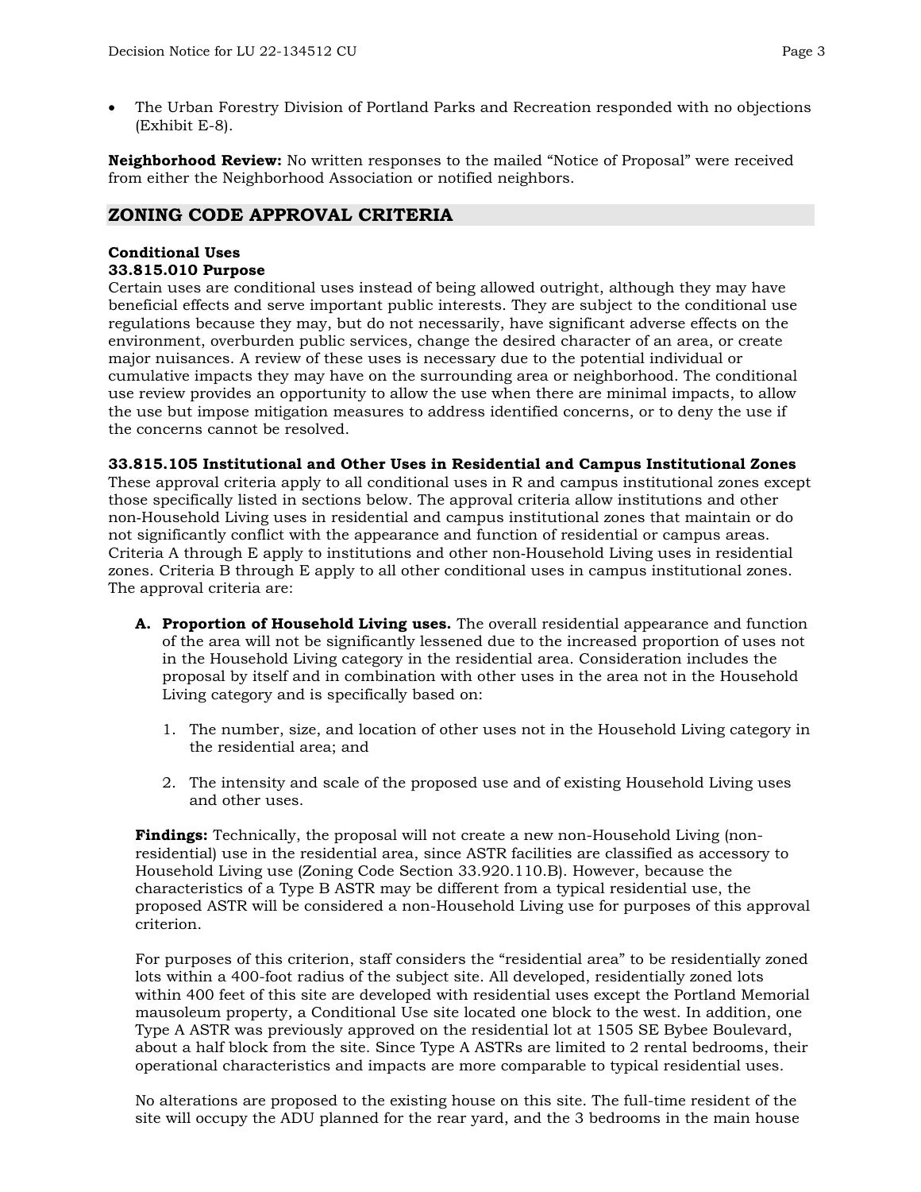- The Urban Forestry Division of Portland Parks and Recreation responded with no objections (Exhibit E-8).

**Neighborhood Review:** No written responses to the mailed "Notice of Proposal" were received from either the Neighborhood Association or notified neighbors.

## ZONING CODE APPROVAL CRITERIA

**Conditional Uses**
**33.815.010 Purpose**
Certain uses are conditional uses instead of being allowed outright, although they may have beneficial effects and serve important public interests. They are subject to the conditional use regulations because they may, but do not necessarily, have significant adverse effects on the environment, overburden public services, change the desired character of an area, or create major nuisances. A review of these uses is necessary due to the potential individual or cumulative impacts they may have on the surrounding area or neighborhood. The conditional use review provides an opportunity to allow the use when there are minimal impacts, to allow the use but impose mitigation measures to address identified concerns, or to deny the use if the concerns cannot be resolved.

**33.815.105 Institutional and Other Uses in Residential and Campus Institutional Zones**
These approval criteria apply to all conditional uses in R and campus institutional zones except those specifically listed in sections below. The approval criteria allow institutions and other non-Household Living uses in residential and campus institutional zones that maintain or do not significantly conflict with the appearance and function of residential or campus areas. Criteria A through E apply to institutions and other non-Household Living uses in residential zones. Criteria B through E apply to all other conditional uses in campus institutional zones. The approval criteria are:

**A. Proportion of Household Living uses.** The overall residential appearance and function of the area will not be significantly lessened due to the increased proportion of uses not in the Household Living category in the residential area. Consideration includes the proposal by itself and in combination with other uses in the area not in the Household Living category and is specifically based on:

1. The number, size, and location of other uses not in the Household Living category in the residential area; and

2. The intensity and scale of the proposed use and of existing Household Living uses and other uses.

**Findings:** Technically, the proposal will not create a new non-Household Living (non-residential) use in the residential area, since ASTR facilities are classified as accessory to Household Living use (Zoning Code Section 33.920.110.B). However, because the characteristics of a Type B ASTR may be different from a typical residential use, the proposed ASTR will be considered a non-Household Living use for purposes of this approval criterion.

For purposes of this criterion, staff considers the "residential area" to be residentially zoned lots within a 400-foot radius of the subject site. All developed, residentially zoned lots within 400 feet of this site are developed with residential uses except the Portland Memorial mausoleum property, a Conditional Use site located one block to the west. In addition, one Type A ASTR was previously approved on the residential lot at 1505 SE Bybee Boulevard, about a half block from the site. Since Type A ASTRs are limited to 2 rental bedrooms, their operational characteristics and impacts are more comparable to typical residential uses.

No alterations are proposed to the existing house on this site. The full-time resident of the site will occupy the ADU planned for the rear yard, and the 3 bedrooms in the main house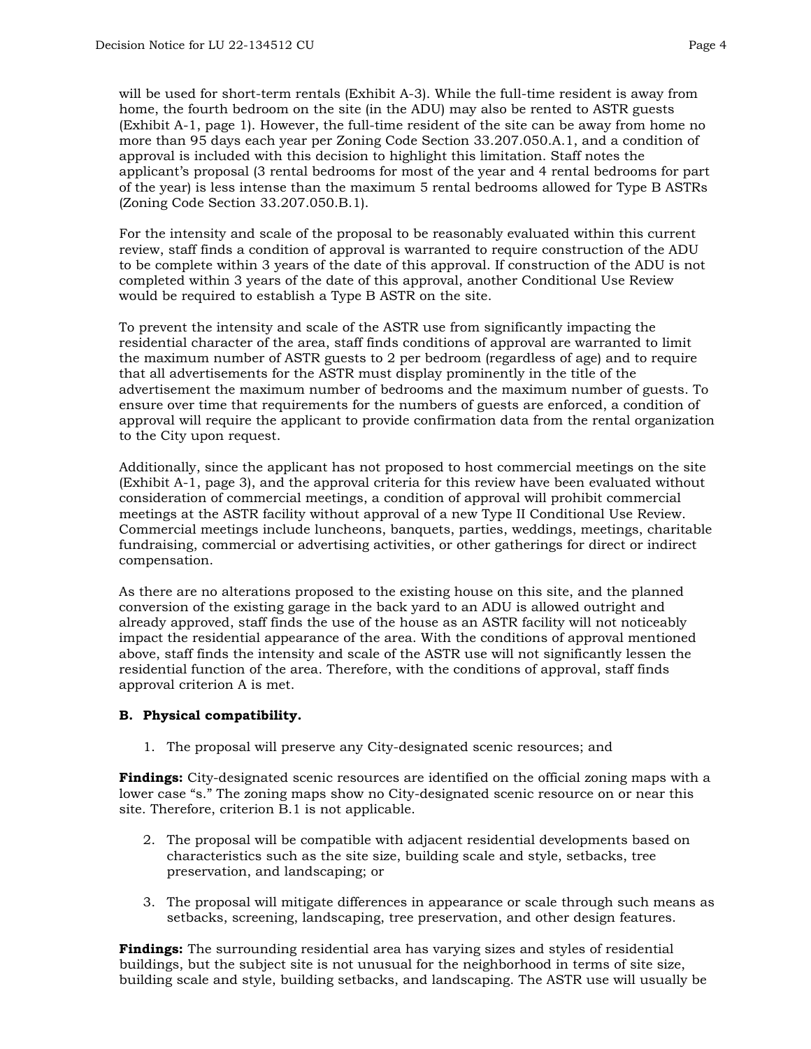will be used for short-term rentals (Exhibit A-3). While the full-time resident is away from home, the fourth bedroom on the site (in the ADU) may also be rented to ASTR guests (Exhibit A-1, page 1). However, the full-time resident of the site can be away from home no more than 95 days each year per Zoning Code Section 33.207.050.A.1, and a condition of approval is included with this decision to highlight this limitation. Staff notes the applicant's proposal (3 rental bedrooms for most of the year and 4 rental bedrooms for part of the year) is less intense than the maximum 5 rental bedrooms allowed for Type B ASTRs (Zoning Code Section 33.207.050.B.1).

For the intensity and scale of the proposal to be reasonably evaluated within this current review, staff finds a condition of approval is warranted to require construction of the ADU to be complete within 3 years of the date of this approval. If construction of the ADU is not completed within 3 years of the date of this approval, another Conditional Use Review would be required to establish a Type B ASTR on the site.

To prevent the intensity and scale of the ASTR use from significantly impacting the residential character of the area, staff finds conditions of approval are warranted to limit the maximum number of ASTR guests to 2 per bedroom (regardless of age) and to require that all advertisements for the ASTR must display prominently in the title of the advertisement the maximum number of bedrooms and the maximum number of guests. To ensure over time that requirements for the numbers of guests are enforced, a condition of approval will require the applicant to provide confirmation data from the rental organization to the City upon request.

Additionally, since the applicant has not proposed to host commercial meetings on the site (Exhibit A-1, page 3), and the approval criteria for this review have been evaluated without consideration of commercial meetings, a condition of approval will prohibit commercial meetings at the ASTR facility without approval of a new Type II Conditional Use Review. Commercial meetings include luncheons, banquets, parties, weddings, meetings, charitable fundraising, commercial or advertising activities, or other gatherings for direct or indirect compensation.

As there are no alterations proposed to the existing house on this site, and the planned conversion of the existing garage in the back yard to an ADU is allowed outright and already approved, staff finds the use of the house as an ASTR facility will not noticeably impact the residential appearance of the area. With the conditions of approval mentioned above, staff finds the intensity and scale of the ASTR use will not significantly lessen the residential function of the area. Therefore, with the conditions of approval, staff finds approval criterion A is met.

**B. Physical compatibility.**

1. The proposal will preserve any City-designated scenic resources; and

**Findings:** City-designated scenic resources are identified on the official zoning maps with a lower case "s." The zoning maps show no City-designated scenic resource on or near this site. Therefore, criterion B.1 is not applicable.

2. The proposal will be compatible with adjacent residential developments based on characteristics such as the site size, building scale and style, setbacks, tree preservation, and landscaping; or

3. The proposal will mitigate differences in appearance or scale through such means as setbacks, screening, landscaping, tree preservation, and other design features.

**Findings:** The surrounding residential area has varying sizes and styles of residential buildings, but the subject site is not unusual for the neighborhood in terms of site size, building scale and style, building setbacks, and landscaping. The ASTR use will usually be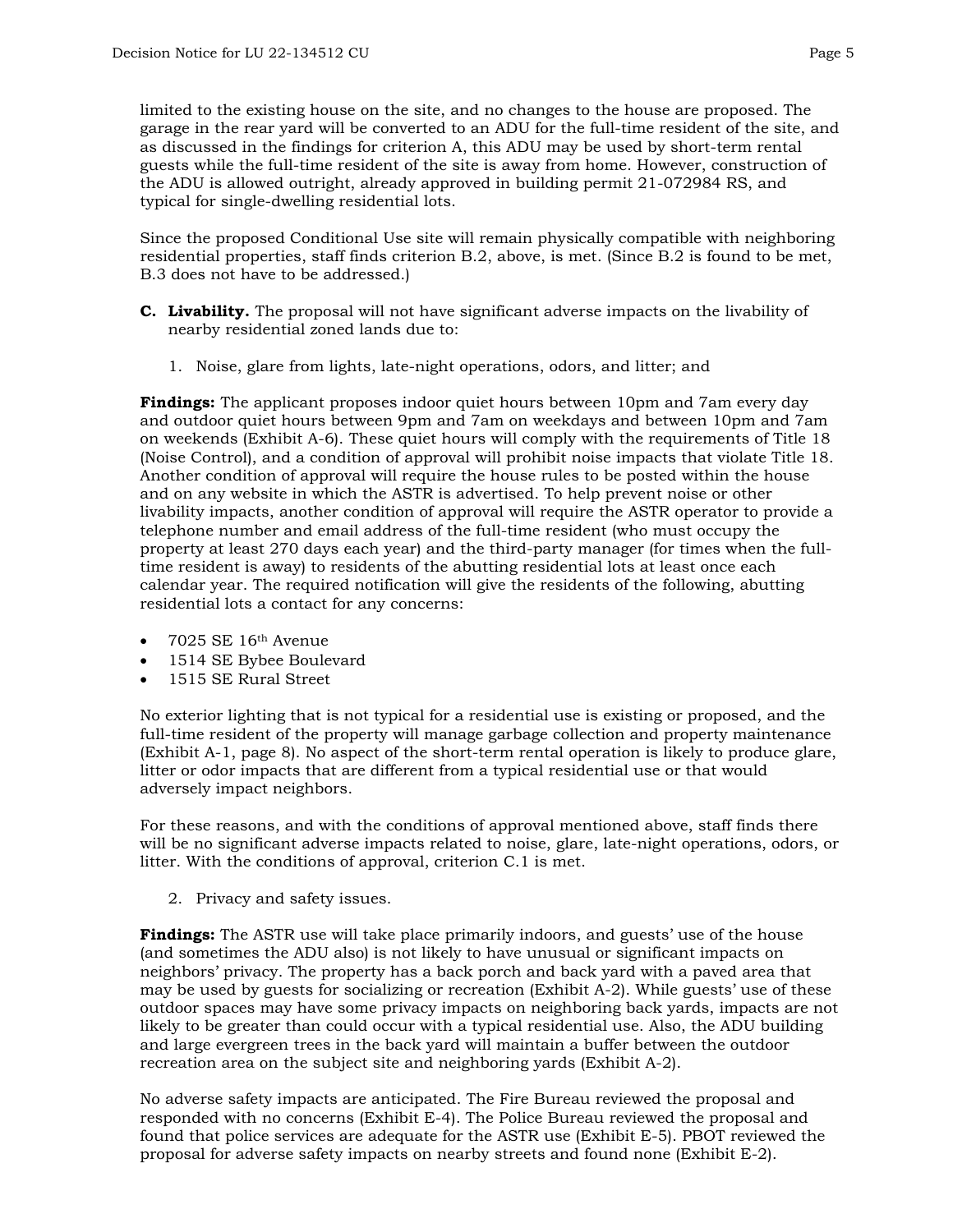limited to the existing house on the site, and no changes to the house are proposed. The garage in the rear yard will be converted to an ADU for the full-time resident of the site, and as discussed in the findings for criterion A, this ADU may be used by short-term rental guests while the full-time resident of the site is away from home. However, construction of the ADU is allowed outright, already approved in building permit 21-072984 RS, and typical for single-dwelling residential lots.

Since the proposed Conditional Use site will remain physically compatible with neighboring residential properties, staff finds criterion B.2, above, is met. (Since B.2 is found to be met, B.3 does not have to be addressed.)

**C. Livability.** The proposal will not have significant adverse impacts on the livability of nearby residential zoned lands due to:

1. Noise, glare from lights, late-night operations, odors, and litter; and

**Findings:** The applicant proposes indoor quiet hours between 10pm and 7am every day and outdoor quiet hours between 9pm and 7am on weekdays and between 10pm and 7am on weekends (Exhibit A-6). These quiet hours will comply with the requirements of Title 18 (Noise Control), and a condition of approval will prohibit noise impacts that violate Title 18. Another condition of approval will require the house rules to be posted within the house and on any website in which the ASTR is advertised. To help prevent noise or other livability impacts, another condition of approval will require the ASTR operator to provide a telephone number and email address of the full-time resident (who must occupy the property at least 270 days each year) and the third-party manager (for times when the full-time resident is away) to residents of the abutting residential lots at least once each calendar year. The required notification will give the residents of the following, abutting residential lots a contact for any concerns:

- 7025 SE 16th Avenue
- 1514 SE Bybee Boulevard
- 1515 SE Rural Street

No exterior lighting that is not typical for a residential use is existing or proposed, and the full-time resident of the property will manage garbage collection and property maintenance (Exhibit A-1, page 8). No aspect of the short-term rental operation is likely to produce glare, litter or odor impacts that are different from a typical residential use or that would adversely impact neighbors.

For these reasons, and with the conditions of approval mentioned above, staff finds there will be no significant adverse impacts related to noise, glare, late-night operations, odors, or litter. With the conditions of approval, criterion C.1 is met.

2. Privacy and safety issues.

**Findings:** The ASTR use will take place primarily indoors, and guests' use of the house (and sometimes the ADU also) is not likely to have unusual or significant impacts on neighbors' privacy. The property has a back porch and back yard with a paved area that may be used by guests for socializing or recreation (Exhibit A-2). While guests' use of these outdoor spaces may have some privacy impacts on neighboring back yards, impacts are not likely to be greater than could occur with a typical residential use. Also, the ADU building and large evergreen trees in the back yard will maintain a buffer between the outdoor recreation area on the subject site and neighboring yards (Exhibit A-2).

No adverse safety impacts are anticipated. The Fire Bureau reviewed the proposal and responded with no concerns (Exhibit E-4). The Police Bureau reviewed the proposal and found that police services are adequate for the ASTR use (Exhibit E-5). PBOT reviewed the proposal for adverse safety impacts on nearby streets and found none (Exhibit E-2).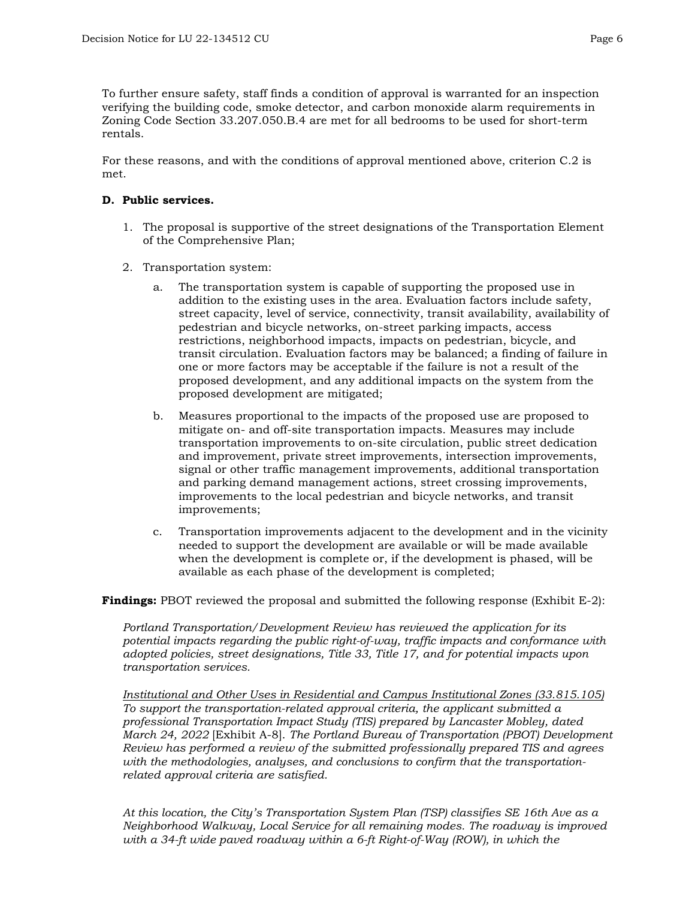To further ensure safety, staff finds a condition of approval is warranted for an inspection verifying the building code, smoke detector, and carbon monoxide alarm requirements in Zoning Code Section 33.207.050.B.4 are met for all bedrooms to be used for short-term rentals.

For these reasons, and with the conditions of approval mentioned above, criterion C.2 is met.

**D. Public services.**

1. The proposal is supportive of the street designations of the Transportation Element of the Comprehensive Plan;

2. Transportation system:

   a. The transportation system is capable of supporting the proposed use in addition to the existing uses in the area. Evaluation factors include safety, street capacity, level of service, connectivity, transit availability, availability of pedestrian and bicycle networks, on-street parking impacts, access restrictions, neighborhood impacts, impacts on pedestrian, bicycle, and transit circulation. Evaluation factors may be balanced; a finding of failure in one or more factors may be acceptable if the failure is not a result of the proposed development, and any additional impacts on the system from the proposed development are mitigated;

   b. Measures proportional to the impacts of the proposed use are proposed to mitigate on- and off-site transportation impacts. Measures may include transportation improvements to on-site circulation, public street dedication and improvement, private street improvements, intersection improvements, signal or other traffic management improvements, additional transportation and parking demand management actions, street crossing improvements, improvements to the local pedestrian and bicycle networks, and transit improvements;

   c. Transportation improvements adjacent to the development and in the vicinity needed to support the development are available or will be made available when the development is complete or, if the development is phased, will be available as each phase of the development is completed;

**Findings:** PBOT reviewed the proposal and submitted the following response (Exhibit E-2):

> *Portland Transportation/Development Review has reviewed the application for its potential impacts regarding the public right-of-way, traffic impacts and conformance with adopted policies, street designations, Title 33, Title 17, and for potential impacts upon transportation services.*
>
> <u>*Institutional and Other Uses in Residential and Campus Institutional Zones (33.815.105)*</u>
> *To support the transportation-related approval criteria, the applicant submitted a professional Transportation Impact Study (TIS) prepared by Lancaster Mobley, dated March 24, 2022* [Exhibit A-8]. *The Portland Bureau of Transportation (PBOT) Development Review has performed a review of the submitted professionally prepared TIS and agrees with the methodologies, analyses, and conclusions to confirm that the transportation-related approval criteria are satisfied.*
>
> *At this location, the City's Transportation System Plan (TSP) classifies SE 16th Ave as a Neighborhood Walkway, Local Service for all remaining modes. The roadway is improved with a 34-ft wide paved roadway within a 6-ft Right-of-Way (ROW), in which the*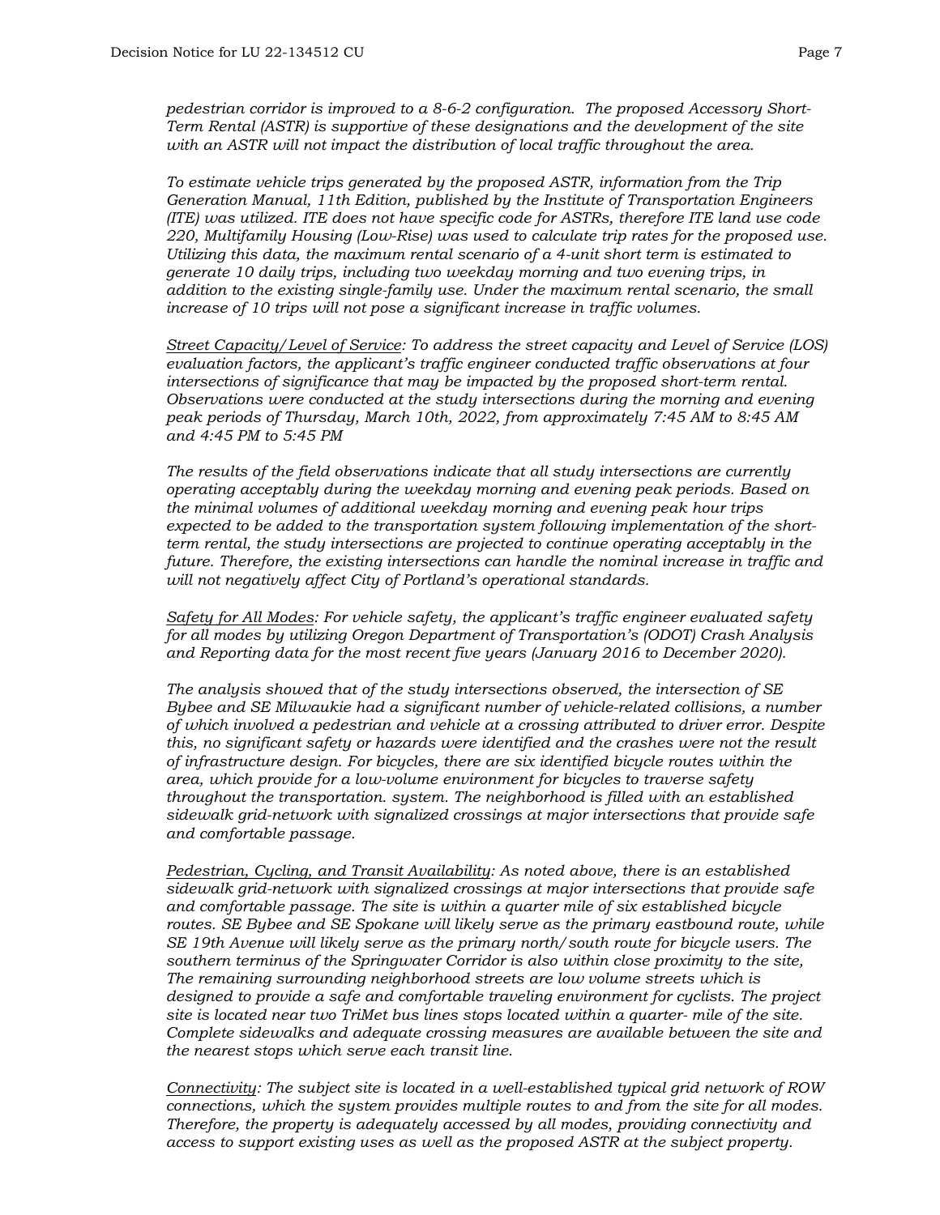*pedestrian corridor is improved to a 8-6-2 configuration. The proposed Accessory Short-Term Rental (ASTR) is supportive of these designations and the development of the site with an ASTR will not impact the distribution of local traffic throughout the area.*

*To estimate vehicle trips generated by the proposed ASTR, information from the Trip Generation Manual, 11th Edition, published by the Institute of Transportation Engineers (ITE) was utilized. ITE does not have specific code for ASTRs, therefore ITE land use code 220, Multifamily Housing (Low-Rise) was used to calculate trip rates for the proposed use. Utilizing this data, the maximum rental scenario of a 4-unit short term is estimated to generate 10 daily trips, including two weekday morning and two evening trips, in addition to the existing single-family use. Under the maximum rental scenario, the small increase of 10 trips will not pose a significant increase in traffic volumes.*

*<u>Street Capacity/Level of Service</u>: To address the street capacity and Level of Service (LOS) evaluation factors, the applicant's traffic engineer conducted traffic observations at four intersections of significance that may be impacted by the proposed short-term rental. Observations were conducted at the study intersections during the morning and evening peak periods of Thursday, March 10th, 2022, from approximately 7:45 AM to 8:45 AM and 4:45 PM to 5:45 PM*

*The results of the field observations indicate that all study intersections are currently operating acceptably during the weekday morning and evening peak periods. Based on the minimal volumes of additional weekday morning and evening peak hour trips expected to be added to the transportation system following implementation of the short-term rental, the study intersections are projected to continue operating acceptably in the future. Therefore, the existing intersections can handle the nominal increase in traffic and will not negatively affect City of Portland's operational standards.*

*<u>Safety for All Modes</u>: For vehicle safety, the applicant's traffic engineer evaluated safety for all modes by utilizing Oregon Department of Transportation's (ODOT) Crash Analysis and Reporting data for the most recent five years (January 2016 to December 2020).*

*The analysis showed that of the study intersections observed, the intersection of SE Bybee and SE Milwaukie had a significant number of vehicle-related collisions, a number of which involved a pedestrian and vehicle at a crossing attributed to driver error. Despite this, no significant safety or hazards were identified and the crashes were not the result of infrastructure design. For bicycles, there are six identified bicycle routes within the area, which provide for a low-volume environment for bicycles to traverse safety throughout the transportation. system. The neighborhood is filled with an established sidewalk grid-network with signalized crossings at major intersections that provide safe and comfortable passage.*

*<u>Pedestrian, Cycling, and Transit Availability</u>: As noted above, there is an established sidewalk grid-network with signalized crossings at major intersections that provide safe and comfortable passage. The site is within a quarter mile of six established bicycle routes. SE Bybee and SE Spokane will likely serve as the primary eastbound route, while SE 19th Avenue will likely serve as the primary north/south route for bicycle users. The southern terminus of the Springwater Corridor is also within close proximity to the site, The remaining surrounding neighborhood streets are low volume streets which is designed to provide a safe and comfortable traveling environment for cyclists. The project site is located near two TriMet bus lines stops located within a quarter- mile of the site. Complete sidewalks and adequate crossing measures are available between the site and the nearest stops which serve each transit line.*

*<u>Connectivity</u>: The subject site is located in a well-established typical grid network of ROW connections, which the system provides multiple routes to and from the site for all modes. Therefore, the property is adequately accessed by all modes, providing connectivity and access to support existing uses as well as the proposed ASTR at the subject property.*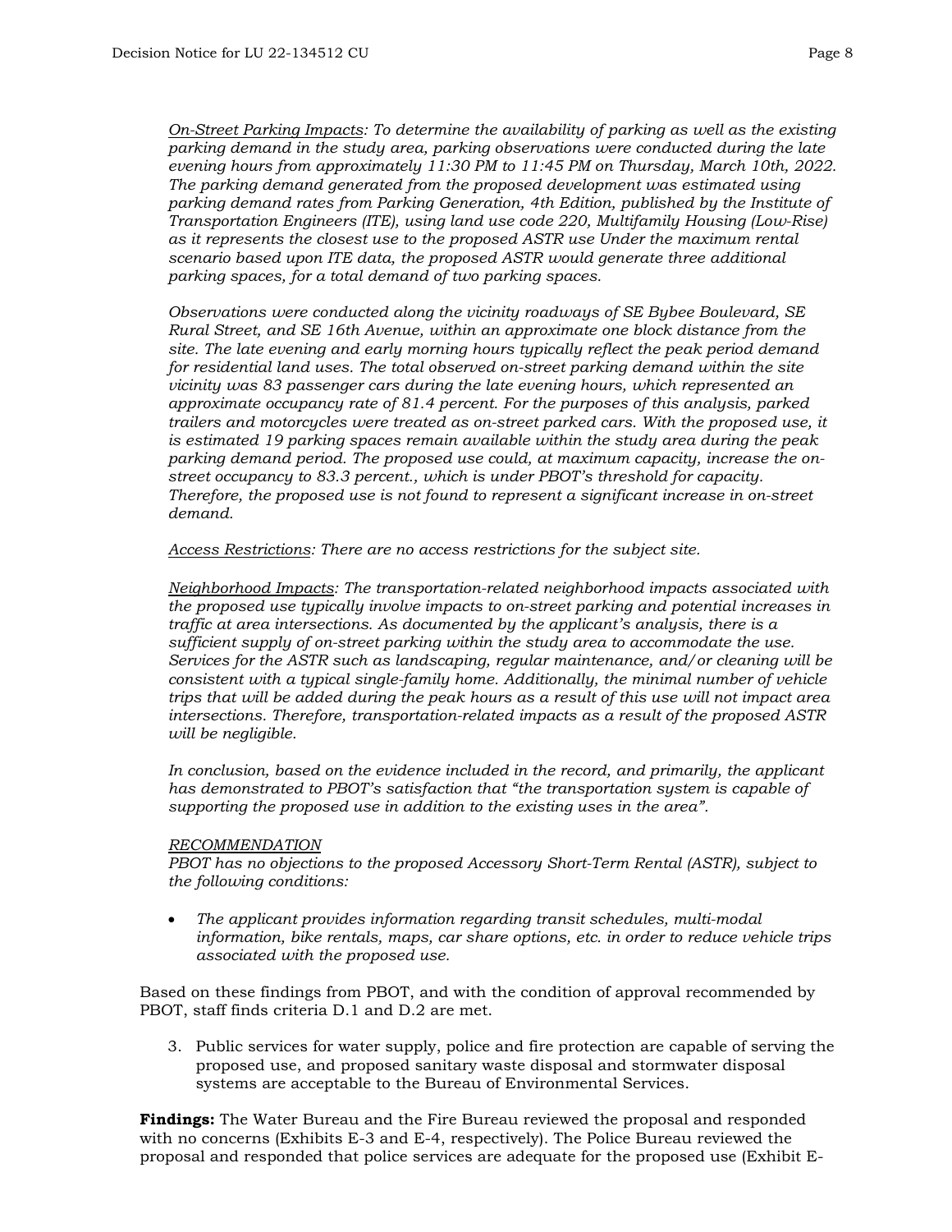*<u>On-Street Parking Impacts</u>: To determine the availability of parking as well as the existing parking demand in the study area, parking observations were conducted during the late evening hours from approximately 11:30 PM to 11:45 PM on Thursday, March 10th, 2022. The parking demand generated from the proposed development was estimated using parking demand rates from Parking Generation, 4th Edition, published by the Institute of Transportation Engineers (ITE), using land use code 220, Multifamily Housing (Low-Rise) as it represents the closest use to the proposed ASTR use Under the maximum rental scenario based upon ITE data, the proposed ASTR would generate three additional parking spaces, for a total demand of two parking spaces.*

*Observations were conducted along the vicinity roadways of SE Bybee Boulevard, SE Rural Street, and SE 16th Avenue, within an approximate one block distance from the site. The late evening and early morning hours typically reflect the peak period demand for residential land uses. The total observed on-street parking demand within the site vicinity was 83 passenger cars during the late evening hours, which represented an approximate occupancy rate of 81.4 percent. For the purposes of this analysis, parked trailers and motorcycles were treated as on-street parked cars. With the proposed use, it is estimated 19 parking spaces remain available within the study area during the peak parking demand period. The proposed use could, at maximum capacity, increase the on-street occupancy to 83.3 percent., which is under PBOT's threshold for capacity. Therefore, the proposed use is not found to represent a significant increase in on-street demand.*

*<u>Access Restrictions</u>: There are no access restrictions for the subject site.*

*<u>Neighborhood Impacts</u>: The transportation-related neighborhood impacts associated with the proposed use typically involve impacts to on-street parking and potential increases in traffic at area intersections. As documented by the applicant's analysis, there is a sufficient supply of on-street parking within the study area to accommodate the use. Services for the ASTR such as landscaping, regular maintenance, and/or cleaning will be consistent with a typical single-family home. Additionally, the minimal number of vehicle trips that will be added during the peak hours as a result of this use will not impact area intersections. Therefore, transportation-related impacts as a result of the proposed ASTR will be negligible.*

*In conclusion, based on the evidence included in the record, and primarily, the applicant has demonstrated to PBOT's satisfaction that "the transportation system is capable of supporting the proposed use in addition to the existing uses in the area".*

*<u>RECOMMENDATION</u>*
*PBOT has no objections to the proposed Accessory Short-Term Rental (ASTR), subject to the following conditions:*

- *The applicant provides information regarding transit schedules, multi-modal information, bike rentals, maps, car share options, etc. in order to reduce vehicle trips associated with the proposed use.*

Based on these findings from PBOT, and with the condition of approval recommended by PBOT, staff finds criteria D.1 and D.2 are met.

3. Public services for water supply, police and fire protection are capable of serving the proposed use, and proposed sanitary waste disposal and stormwater disposal systems are acceptable to the Bureau of Environmental Services.

**Findings:** The Water Bureau and the Fire Bureau reviewed the proposal and responded with no concerns (Exhibits E-3 and E-4, respectively). The Police Bureau reviewed the proposal and responded that police services are adequate for the proposed use (Exhibit E-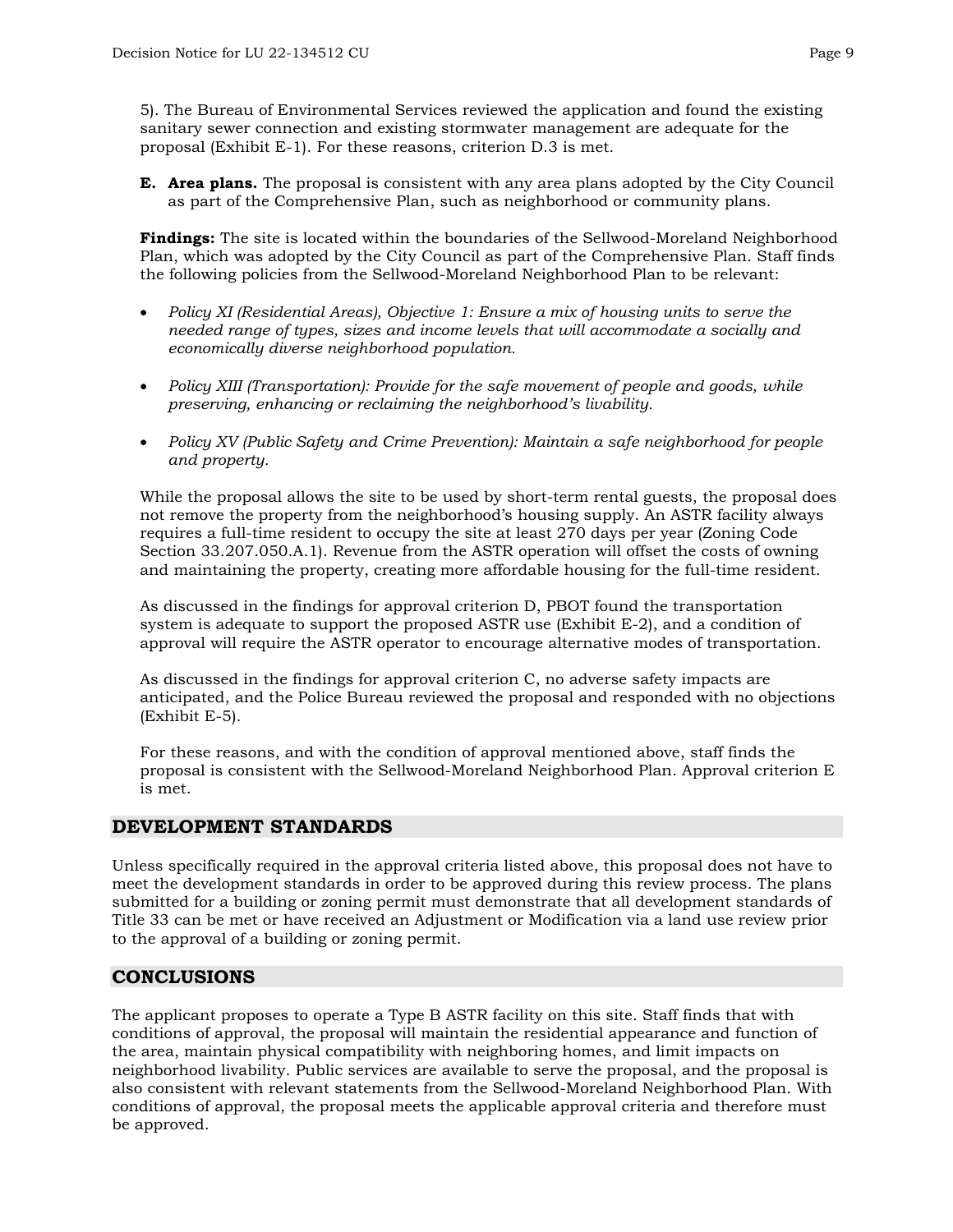5). The Bureau of Environmental Services reviewed the application and found the existing sanitary sewer connection and existing stormwater management are adequate for the proposal (Exhibit E-1). For these reasons, criterion D.3 is met.

**E. Area plans.** The proposal is consistent with any area plans adopted by the City Council as part of the Comprehensive Plan, such as neighborhood or community plans.

**Findings:** The site is located within the boundaries of the Sellwood-Moreland Neighborhood Plan, which was adopted by the City Council as part of the Comprehensive Plan. Staff finds the following policies from the Sellwood-Moreland Neighborhood Plan to be relevant:

- *Policy XI (Residential Areas), Objective 1: Ensure a mix of housing units to serve the needed range of types, sizes and income levels that will accommodate a socially and economically diverse neighborhood population.*
- *Policy XIII (Transportation): Provide for the safe movement of people and goods, while preserving, enhancing or reclaiming the neighborhood's livability.*
- *Policy XV (Public Safety and Crime Prevention): Maintain a safe neighborhood for people and property.*

While the proposal allows the site to be used by short-term rental guests, the proposal does not remove the property from the neighborhood's housing supply. An ASTR facility always requires a full-time resident to occupy the site at least 270 days per year (Zoning Code Section 33.207.050.A.1). Revenue from the ASTR operation will offset the costs of owning and maintaining the property, creating more affordable housing for the full-time resident.

As discussed in the findings for approval criterion D, PBOT found the transportation system is adequate to support the proposed ASTR use (Exhibit E-2), and a condition of approval will require the ASTR operator to encourage alternative modes of transportation.

As discussed in the findings for approval criterion C, no adverse safety impacts are anticipated, and the Police Bureau reviewed the proposal and responded with no objections (Exhibit E-5).

For these reasons, and with the condition of approval mentioned above, staff finds the proposal is consistent with the Sellwood-Moreland Neighborhood Plan. Approval criterion E is met.

## DEVELOPMENT STANDARDS

Unless specifically required in the approval criteria listed above, this proposal does not have to meet the development standards in order to be approved during this review process. The plans submitted for a building or zoning permit must demonstrate that all development standards of Title 33 can be met or have received an Adjustment or Modification via a land use review prior to the approval of a building or zoning permit.

## CONCLUSIONS

The applicant proposes to operate a Type B ASTR facility on this site. Staff finds that with conditions of approval, the proposal will maintain the residential appearance and function of the area, maintain physical compatibility with neighboring homes, and limit impacts on neighborhood livability. Public services are available to serve the proposal, and the proposal is also consistent with relevant statements from the Sellwood-Moreland Neighborhood Plan. With conditions of approval, the proposal meets the applicable approval criteria and therefore must be approved.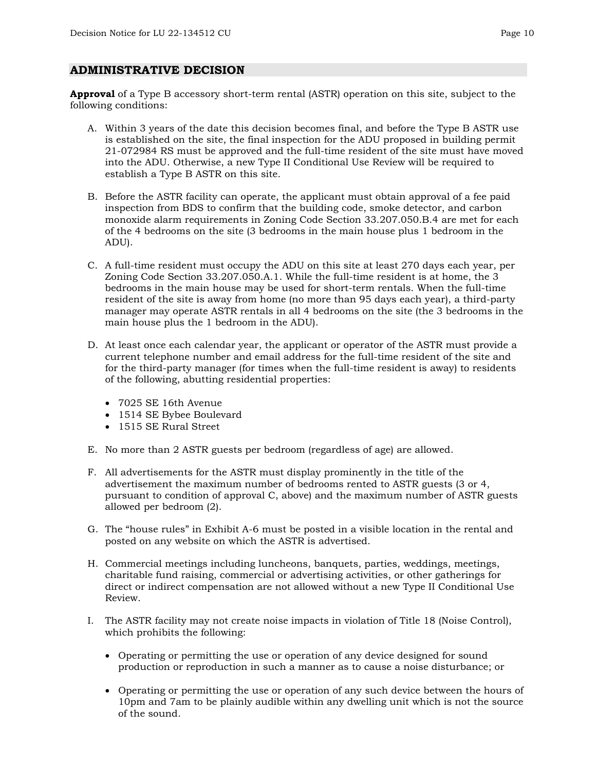## ADMINISTRATIVE DECISION

**Approval** of a Type B accessory short-term rental (ASTR) operation on this site, subject to the following conditions:

A. Within 3 years of the date this decision becomes final, and before the Type B ASTR use is established on the site, the final inspection for the ADU proposed in building permit 21-072984 RS must be approved and the full-time resident of the site must have moved into the ADU. Otherwise, a new Type II Conditional Use Review will be required to establish a Type B ASTR on this site.

B. Before the ASTR facility can operate, the applicant must obtain approval of a fee paid inspection from BDS to confirm that the building code, smoke detector, and carbon monoxide alarm requirements in Zoning Code Section 33.207.050.B.4 are met for each of the 4 bedrooms on the site (3 bedrooms in the main house plus 1 bedroom in the ADU).

C. A full-time resident must occupy the ADU on this site at least 270 days each year, per Zoning Code Section 33.207.050.A.1. While the full-time resident is at home, the 3 bedrooms in the main house may be used for short-term rentals. When the full-time resident of the site is away from home (no more than 95 days each year), a third-party manager may operate ASTR rentals in all 4 bedrooms on the site (the 3 bedrooms in the main house plus the 1 bedroom in the ADU).

D. At least once each calendar year, the applicant or operator of the ASTR must provide a current telephone number and email address for the full-time resident of the site and for the third-party manager (for times when the full-time resident is away) to residents of the following, abutting residential properties:

   - 7025 SE 16th Avenue
   - 1514 SE Bybee Boulevard
   - 1515 SE Rural Street

E. No more than 2 ASTR guests per bedroom (regardless of age) are allowed.

F. All advertisements for the ASTR must display prominently in the title of the advertisement the maximum number of bedrooms rented to ASTR guests (3 or 4, pursuant to condition of approval C, above) and the maximum number of ASTR guests allowed per bedroom (2).

G. The "house rules" in Exhibit A-6 must be posted in a visible location in the rental and posted on any website on which the ASTR is advertised.

H. Commercial meetings including luncheons, banquets, parties, weddings, meetings, charitable fund raising, commercial or advertising activities, or other gatherings for direct or indirect compensation are not allowed without a new Type II Conditional Use Review.

I. The ASTR facility may not create noise impacts in violation of Title 18 (Noise Control), which prohibits the following:

   - Operating or permitting the use or operation of any device designed for sound production or reproduction in such a manner as to cause a noise disturbance; or

   - Operating or permitting the use or operation of any such device between the hours of 10pm and 7am to be plainly audible within any dwelling unit which is not the source of the sound.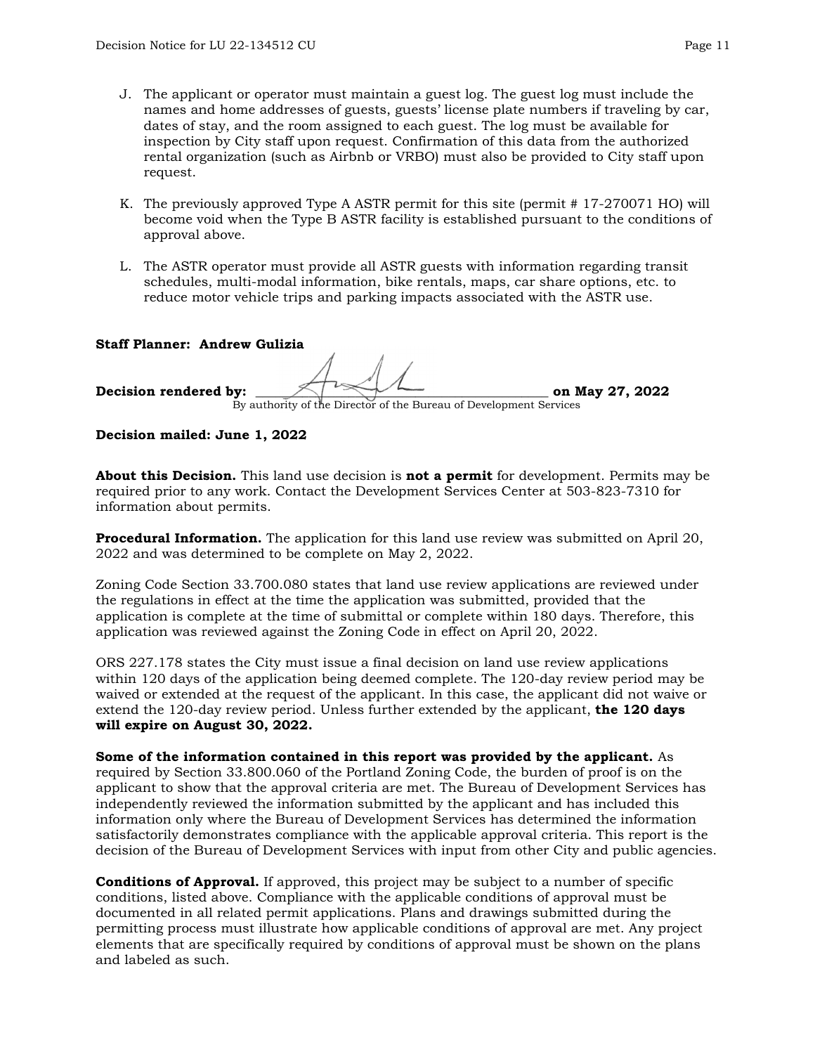J. The applicant or operator must maintain a guest log. The guest log must include the names and home addresses of guests, guests' license plate numbers if traveling by car, dates of stay, and the room assigned to each guest. The log must be available for inspection by City staff upon request. Confirmation of this data from the authorized rental organization (such as Airbnb or VRBO) must also be provided to City staff upon request.

K. The previously approved Type A ASTR permit for this site (permit # 17-270071 HO) will become void when the Type B ASTR facility is established pursuant to the conditions of approval above.

L. The ASTR operator must provide all ASTR guests with information regarding transit schedules, multi-modal information, bike rentals, maps, car share options, etc. to reduce motor vehicle trips and parking impacts associated with the ASTR use.

**Staff Planner: Andrew Gulizia**

**Decision rendered by:** ____________________________________________ **on May 27, 2022**
By authority of the Director of the Bureau of Development Services

**Decision mailed: June 1, 2022**

**About this Decision.** This land use decision is **not a permit** for development. Permits may be required prior to any work. Contact the Development Services Center at 503-823-7310 for information about permits.

**Procedural Information.** The application for this land use review was submitted on April 20, 2022 and was determined to be complete on May 2, 2022.

Zoning Code Section 33.700.080 states that land use review applications are reviewed under the regulations in effect at the time the application was submitted, provided that the application is complete at the time of submittal or complete within 180 days. Therefore, this application was reviewed against the Zoning Code in effect on April 20, 2022.

ORS 227.178 states the City must issue a final decision on land use review applications within 120 days of the application being deemed complete. The 120-day review period may be waived or extended at the request of the applicant. In this case, the applicant did not waive or extend the 120-day review period. Unless further extended by the applicant, **the 120 days will expire on August 30, 2022.**

**Some of the information contained in this report was provided by the applicant.** As required by Section 33.800.060 of the Portland Zoning Code, the burden of proof is on the applicant to show that the approval criteria are met. The Bureau of Development Services has independently reviewed the information submitted by the applicant and has included this information only where the Bureau of Development Services has determined the information satisfactorily demonstrates compliance with the applicable approval criteria. This report is the decision of the Bureau of Development Services with input from other City and public agencies.

**Conditions of Approval.** If approved, this project may be subject to a number of specific conditions, listed above. Compliance with the applicable conditions of approval must be documented in all related permit applications. Plans and drawings submitted during the permitting process must illustrate how applicable conditions of approval are met. Any project elements that are specifically required by conditions of approval must be shown on the plans and labeled as such.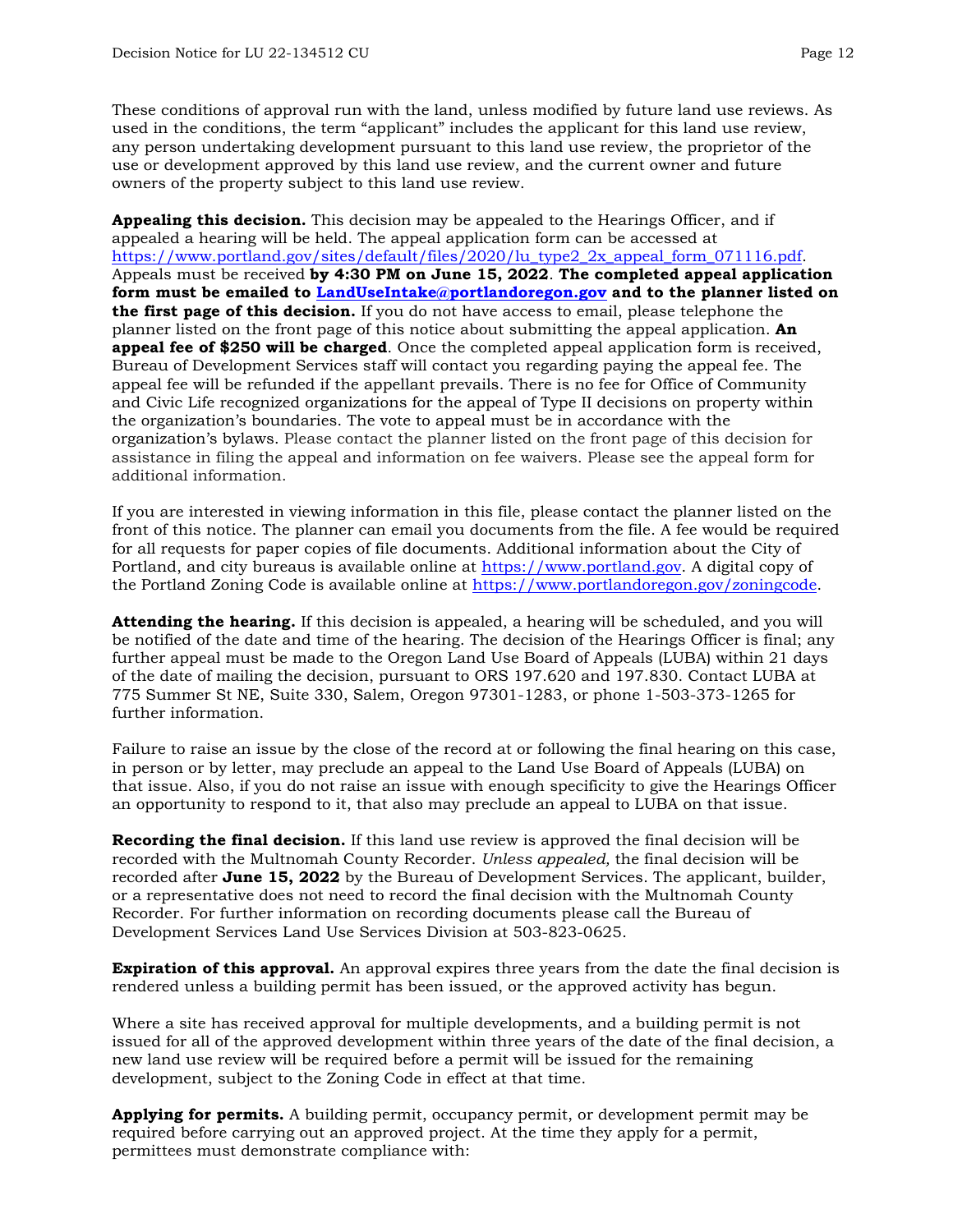These conditions of approval run with the land, unless modified by future land use reviews. As used in the conditions, the term "applicant" includes the applicant for this land use review, any person undertaking development pursuant to this land use review, the proprietor of the use or development approved by this land use review, and the current owner and future owners of the property subject to this land use review.

**Appealing this decision.** This decision may be appealed to the Hearings Officer, and if appealed a hearing will be held. The appeal application form can be accessed at https://www.portland.gov/sites/default/files/2020/lu_type2_2x_appeal_form_071116.pdf. Appeals must be received **by 4:30 PM on June 15, 2022**. **The completed appeal application form must be emailed to LandUseIntake@portlandoregon.gov and to the planner listed on the first page of this decision.** If you do not have access to email, please telephone the planner listed on the front page of this notice about submitting the appeal application. **An appeal fee of $250 will be charged**. Once the completed appeal application form is received, Bureau of Development Services staff will contact you regarding paying the appeal fee. The appeal fee will be refunded if the appellant prevails. There is no fee for Office of Community and Civic Life recognized organizations for the appeal of Type II decisions on property within the organization's boundaries. The vote to appeal must be in accordance with the organization's bylaws. Please contact the planner listed on the front page of this decision for assistance in filing the appeal and information on fee waivers. Please see the appeal form for additional information.

If you are interested in viewing information in this file, please contact the planner listed on the front of this notice. The planner can email you documents from the file. A fee would be required for all requests for paper copies of file documents. Additional information about the City of Portland, and city bureaus is available online at https://www.portland.gov. A digital copy of the Portland Zoning Code is available online at https://www.portlandoregon.gov/zoningcode.

**Attending the hearing.** If this decision is appealed, a hearing will be scheduled, and you will be notified of the date and time of the hearing. The decision of the Hearings Officer is final; any further appeal must be made to the Oregon Land Use Board of Appeals (LUBA) within 21 days of the date of mailing the decision, pursuant to ORS 197.620 and 197.830. Contact LUBA at 775 Summer St NE, Suite 330, Salem, Oregon 97301-1283, or phone 1-503-373-1265 for further information.

Failure to raise an issue by the close of the record at or following the final hearing on this case, in person or by letter, may preclude an appeal to the Land Use Board of Appeals (LUBA) on that issue. Also, if you do not raise an issue with enough specificity to give the Hearings Officer an opportunity to respond to it, that also may preclude an appeal to LUBA on that issue.

**Recording the final decision.** If this land use review is approved the final decision will be recorded with the Multnomah County Recorder. *Unless appealed,* the final decision will be recorded after **June 15, 2022** by the Bureau of Development Services. The applicant, builder, or a representative does not need to record the final decision with the Multnomah County Recorder. For further information on recording documents please call the Bureau of Development Services Land Use Services Division at 503-823-0625.

**Expiration of this approval.** An approval expires three years from the date the final decision is rendered unless a building permit has been issued, or the approved activity has begun.

Where a site has received approval for multiple developments, and a building permit is not issued for all of the approved development within three years of the date of the final decision, a new land use review will be required before a permit will be issued for the remaining development, subject to the Zoning Code in effect at that time.

**Applying for permits.** A building permit, occupancy permit, or development permit may be required before carrying out an approved project. At the time they apply for a permit, permittees must demonstrate compliance with: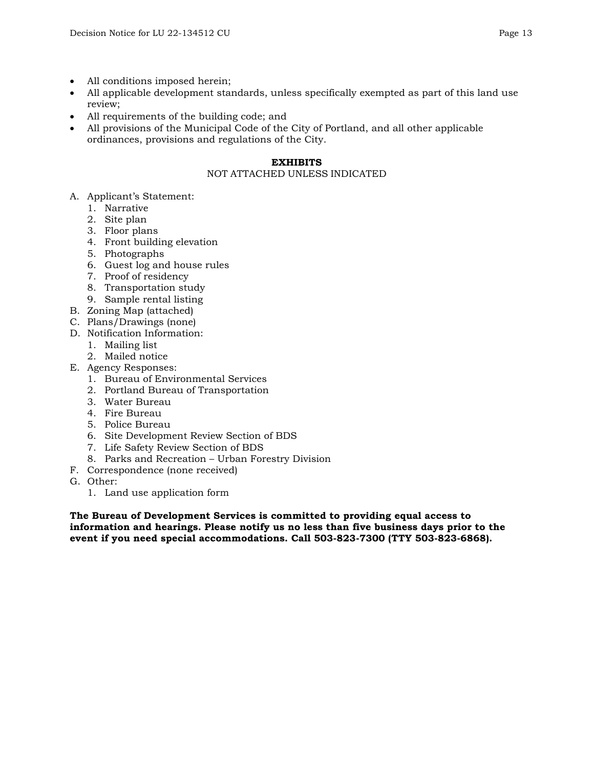- All conditions imposed herein;
- All applicable development standards, unless specifically exempted as part of this land use review;
- All requirements of the building code; and
- All provisions of the Municipal Code of the City of Portland, and all other applicable ordinances, provisions and regulations of the City.

## EXHIBITS

NOT ATTACHED UNLESS INDICATED

A. Applicant's Statement:
   1. Narrative
   2. Site plan
   3. Floor plans
   4. Front building elevation
   5. Photographs
   6. Guest log and house rules
   7. Proof of residency
   8. Transportation study
   9. Sample rental listing
B. Zoning Map (attached)
C. Plans/Drawings (none)
D. Notification Information:
   1. Mailing list
   2. Mailed notice
E. Agency Responses:
   1. Bureau of Environmental Services
   2. Portland Bureau of Transportation
   3. Water Bureau
   4. Fire Bureau
   5. Police Bureau
   6. Site Development Review Section of BDS
   7. Life Safety Review Section of BDS
   8. Parks and Recreation – Urban Forestry Division
F. Correspondence (none received)
G. Other:
   1. Land use application form

**The Bureau of Development Services is committed to providing equal access to information and hearings. Please notify us no less than five business days prior to the event if you need special accommodations. Call 503-823-7300 (TTY 503-823-6868).**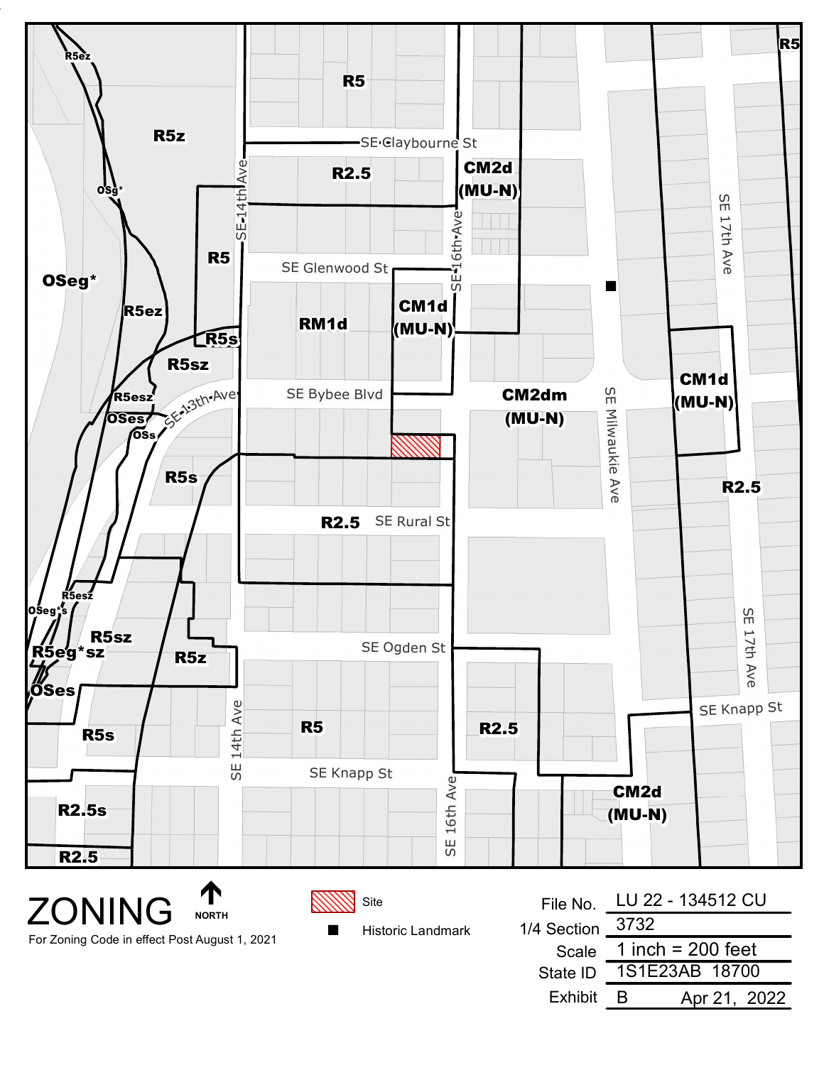# ZONING

NORTH

For Zoning Code in effect Post August 1, 2021

Site

Historic Landmark

| | |
|---|---|
| File No. | LU 22 - 134512 CU |
| 1/4 Section | 3732 |
| Scale | 1 inch = 200 feet |
| State ID | 1S1E23AB 18700 |
| Exhibit | B Apr 21, 2022 |

R5ez

R5

R5z

SE Claybourne St

R2.5

CM2d (MU-N)

OSg*

SE 14th Ave

SE 16th Ave

SE 17th Ave

R5

SE Glenwood St

OSeg*

CM1d (MU-N)

R5ez

RM1d

R5s

R5sz

SE Bybee Blvd

CM2dm (MU-N)

CM1d (MU-N)

R5esz

OSes

OSs

SE 13th Ave

SE Milwaukie Ave

R5s

R2.5

R2.5

SE Rural St

R5esz

OSeg*s

R5sz

R5eg*sz

R5z

SE Ogden St

OSes

R5

R2.5

SE Knapp St

R5s

SE 14th Ave

SE Knapp St

SE 16th Ave

R2.5s

CM2d (MU-N)

R2.5